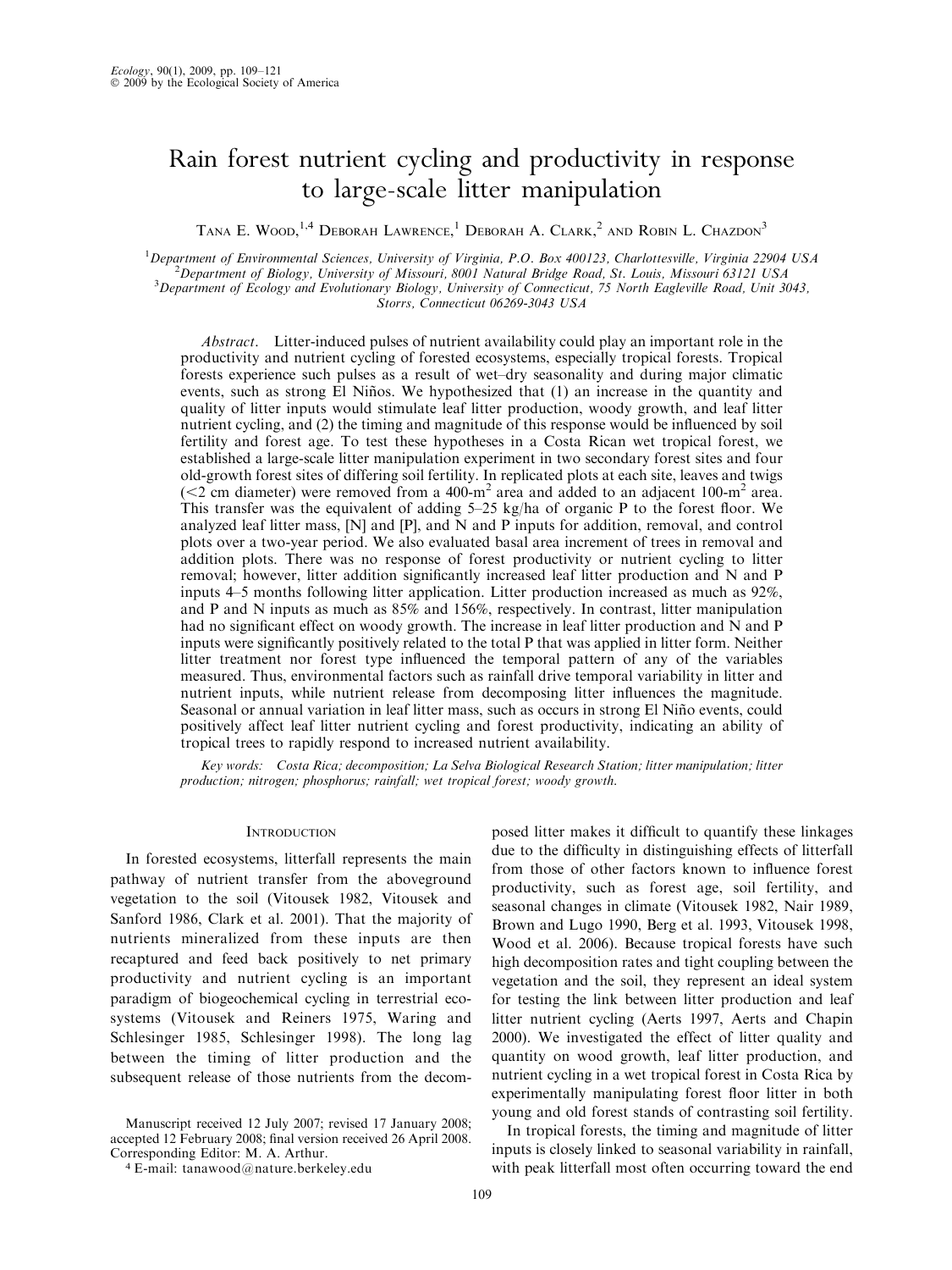# Rain forest nutrient cycling and productivity in response to large-scale litter manipulation

Tana E. Wood,[1,4] Deborah Lawrence,[1] Deborah A. Clark,[2] and Robin L. Chazdon[3]

[1]Department of Environmental Sciences, University of Virginia, P.O. Box 400123, Charlottesville, Virginia 22904 USA
[2]Department of Biology, University of Missouri, 8001 Natural Bridge Road, St. Louis, Missouri 63121 USA
[3]Department of Ecology and Evolutionary Biology, University of Connecticut, 75 North Eagleville Road, Unit 3043, Storrs, Connecticut 06269-3043 USA

*Abstract.* Litter-induced pulses of nutrient availability could play an important role in the productivity and nutrient cycling of forested ecosystems, especially tropical forests. Tropical forests experience such pulses as a result of wet–dry seasonality and during major climatic events, such as strong El Niños. We hypothesized that (1) an increase in the quantity and quality of litter inputs would stimulate leaf litter production, woody growth, and leaf litter nutrient cycling, and (2) the timing and magnitude of this response would be influenced by soil fertility and forest age. To test these hypotheses in a Costa Rican wet tropical forest, we established a large-scale litter manipulation experiment in two secondary forest sites and four old-growth forest sites of differing soil fertility. In replicated plots at each site, leaves and twigs (<2 cm diameter) were removed from a 400-$m^2$ area and added to an adjacent 100-$m^2$ area. This transfer was the equivalent of adding 5–25 kg/ha of organic P to the forest floor. We analyzed leaf litter mass, [N] and [P], and N and P inputs for addition, removal, and control plots over a two-year period. We also evaluated basal area increment of trees in removal and addition plots. There was no response of forest productivity or nutrient cycling to litter removal; however, litter addition significantly increased leaf litter production and N and P inputs 4–5 months following litter application. Litter production increased as much as 92%, and P and N inputs as much as 85% and 156%, respectively. In contrast, litter manipulation had no significant effect on woody growth. The increase in leaf litter production and N and P inputs were significantly positively related to the total P that was applied in litter form. Neither litter treatment nor forest type influenced the temporal pattern of any of the variables measured. Thus, environmental factors such as rainfall drive temporal variability in litter and nutrient inputs, while nutrient release from decomposing litter influences the magnitude. Seasonal or annual variation in leaf litter mass, such as occurs in strong El Niño events, could positively affect leaf litter nutrient cycling and forest productivity, indicating an ability of tropical trees to rapidly respond to increased nutrient availability.

*Key words:* Costa Rica; decomposition; La Selva Biological Research Station; litter manipulation; litter production; nitrogen; phosphorus; rainfall; wet tropical forest; woody growth.

## Introduction

In forested ecosystems, litterfall represents the main pathway of nutrient transfer from the aboveground vegetation to the soil (Vitousek 1982, Vitousek and Sanford 1986, Clark et al. 2001). That the majority of nutrients mineralized from these inputs are then recaptured and feed back positively to net primary productivity and nutrient cycling is an important paradigm of biogeochemical cycling in terrestrial ecosystems (Vitousek and Reiners 1975, Waring and Schlesinger 1985, Schlesinger 1998). The long lag between the timing of litter production and the subsequent release of those nutrients from the decomposed litter makes it difficult to quantify these linkages due to the difficulty in distinguishing effects of litterfall from those of other factors known to influence forest productivity, such as forest age, soil fertility, and seasonal changes in climate (Vitousek 1982, Nair 1989, Brown and Lugo 1990, Berg et al. 1993, Vitousek 1998, Wood et al. 2006). Because tropical forests have such high decomposition rates and tight coupling between the vegetation and the soil, they represent an ideal system for testing the link between litter production and leaf litter nutrient cycling (Aerts 1997, Aerts and Chapin 2000). We investigated the effect of litter quality and quantity on wood growth, leaf litter production, and nutrient cycling in a wet tropical forest in Costa Rica by experimentally manipulating forest floor litter in both young and old forest stands of contrasting soil fertility.

In tropical forests, the timing and magnitude of litter inputs is closely linked to seasonal variability in rainfall, with peak litterfall most often occurring toward the end

Manuscript received 12 July 2007; revised 17 January 2008; accepted 12 February 2008; final version received 26 April 2008. Corresponding Editor: M. A. Arthur.

[4] E-mail: tanawood@nature.berkeley.edu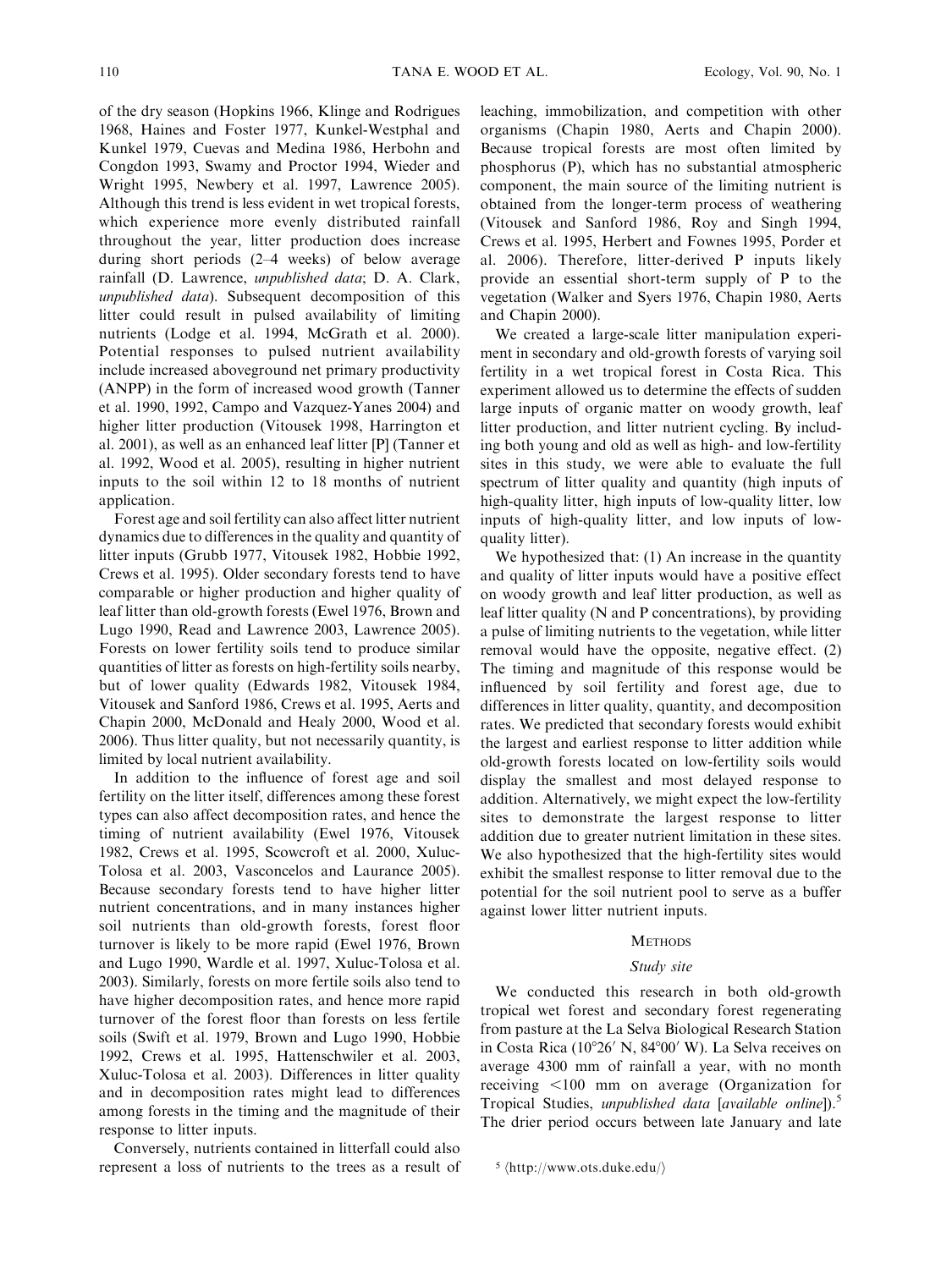of the dry season (Hopkins 1966, Klinge and Rodrigues 1968, Haines and Foster 1977, Kunkel-Westphal and Kunkel 1979, Cuevas and Medina 1986, Herbohn and Congdon 1993, Swamy and Proctor 1994, Wieder and Wright 1995, Newbery et al. 1997, Lawrence 2005). Although this trend is less evident in wet tropical forests, which experience more evenly distributed rainfall throughout the year, litter production does increase during short periods (2–4 weeks) of below average rainfall (D. Lawrence, *unpublished data*; D. A. Clark, *unpublished data*). Subsequent decomposition of this litter could result in pulsed availability of limiting nutrients (Lodge et al. 1994, McGrath et al. 2000). Potential responses to pulsed nutrient availability include increased aboveground net primary productivity (ANPP) in the form of increased wood growth (Tanner et al. 1990, 1992, Campo and Vazquez-Yanes 2004) and higher litter production (Vitousek 1998, Harrington et al. 2001), as well as an enhanced leaf litter [P] (Tanner et al. 1992, Wood et al. 2005), resulting in higher nutrient inputs to the soil within 12 to 18 months of nutrient application.

Forest age and soil fertility can also affect litter nutrient dynamics due to differences in the quality and quantity of litter inputs (Grubb 1977, Vitousek 1982, Hobbie 1992, Crews et al. 1995). Older secondary forests tend to have comparable or higher production and higher quality of leaf litter than old-growth forests (Ewel 1976, Brown and Lugo 1990, Read and Lawrence 2003, Lawrence 2005). Forests on lower fertility soils tend to produce similar quantities of litter as forests on high-fertility soils nearby, but of lower quality (Edwards 1982, Vitousek 1984, Vitousek and Sanford 1986, Crews et al. 1995, Aerts and Chapin 2000, McDonald and Healy 2000, Wood et al. 2006). Thus litter quality, but not necessarily quantity, is limited by local nutrient availability.

In addition to the influence of forest age and soil fertility on the litter itself, differences among these forest types can also affect decomposition rates, and hence the timing of nutrient availability (Ewel 1976, Vitousek 1982, Crews et al. 1995, Scowcroft et al. 2000, Xuluc-Tolosa et al. 2003, Vasconcelos and Laurance 2005). Because secondary forests tend to have higher litter nutrient concentrations, and in many instances higher soil nutrients than old-growth forests, forest floor turnover is likely to be more rapid (Ewel 1976, Brown and Lugo 1990, Wardle et al. 1997, Xuluc-Tolosa et al. 2003). Similarly, forests on more fertile soils also tend to have higher decomposition rates, and hence more rapid turnover of the forest floor than forests on less fertile soils (Swift et al. 1979, Brown and Lugo 1990, Hobbie 1992, Crews et al. 1995, Hattenschwiler et al. 2003, Xuluc-Tolosa et al. 2003). Differences in litter quality and in decomposition rates might lead to differences among forests in the timing and the magnitude of their response to litter inputs.

Conversely, nutrients contained in litterfall could also represent a loss of nutrients to the trees as a result of leaching, immobilization, and competition with other organisms (Chapin 1980, Aerts and Chapin 2000). Because tropical forests are most often limited by phosphorus (P), which has no substantial atmospheric component, the main source of the limiting nutrient is obtained from the longer-term process of weathering (Vitousek and Sanford 1986, Roy and Singh 1994, Crews et al. 1995, Herbert and Fownes 1995, Porder et al. 2006). Therefore, litter-derived P inputs likely provide an essential short-term supply of P to the vegetation (Walker and Syers 1976, Chapin 1980, Aerts and Chapin 2000).

We created a large-scale litter manipulation experiment in secondary and old-growth forests of varying soil fertility in a wet tropical forest in Costa Rica. This experiment allowed us to determine the effects of sudden large inputs of organic matter on woody growth, leaf litter production, and litter nutrient cycling. By including both young and old as well as high- and low-fertility sites in this study, we were able to evaluate the full spectrum of litter quality and quantity (high inputs of high-quality litter, high inputs of low-quality litter, low inputs of high-quality litter, and low inputs of low-quality litter).

We hypothesized that: (1) An increase in the quantity and quality of litter inputs would have a positive effect on woody growth and leaf litter production, as well as leaf litter quality (N and P concentrations), by providing a pulse of limiting nutrients to the vegetation, while litter removal would have the opposite, negative effect. (2) The timing and magnitude of this response would be influenced by soil fertility and forest age, due to differences in litter quality, quantity, and decomposition rates. We predicted that secondary forests would exhibit the largest and earliest response to litter addition while old-growth forests located on low-fertility soils would display the smallest and most delayed response to addition. Alternatively, we might expect the low-fertility sites to demonstrate the largest response to litter addition due to greater nutrient limitation in these sites. We also hypothesized that the high-fertility sites would exhibit the smallest response to litter removal due to the potential for the soil nutrient pool to serve as a buffer against lower litter nutrient inputs.

## Methods

### *Study site*

We conducted this research in both old-growth tropical wet forest and secondary forest regenerating from pasture at the La Selva Biological Research Station in Costa Rica (10°26′ N, 84°00′ W). La Selva receives on average 4300 mm of rainfall a year, with no month receiving <100 mm on average (Organization for Tropical Studies, *unpublished data* [*available online*]).[5] The drier period occurs between late January and late

[5] ⟨http://www.ots.duke.edu/⟩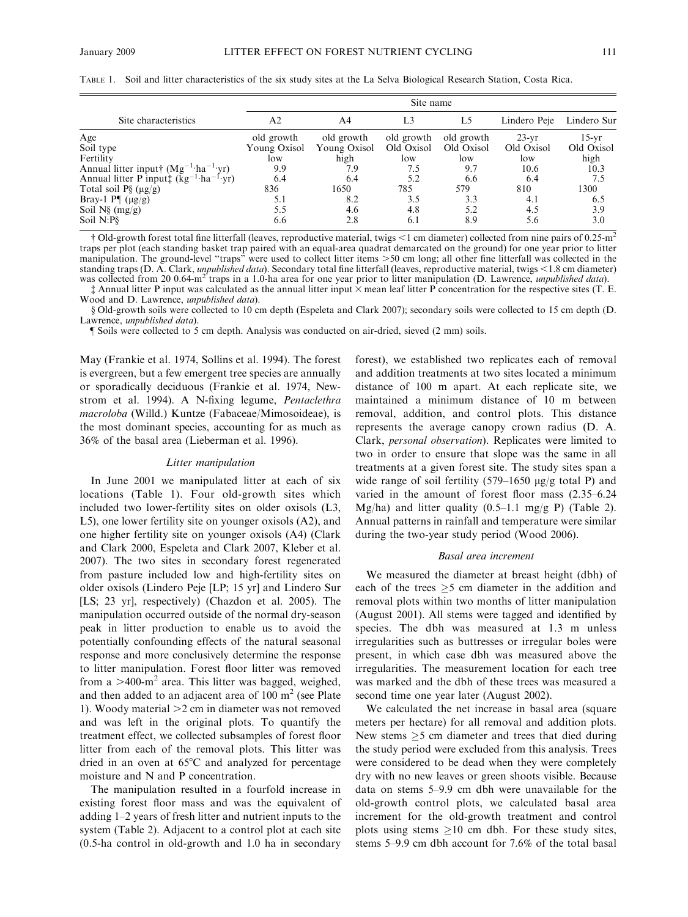TABLE 1. Soil and litter characteristics of the six study sites at the La Selva Biological Research Station, Costa Rica.

| Site characteristics | Site name | | | | | |
|---|---|---|---|---|---|---|
| | A2 | A4 | L3 | L5 | Lindero Peje | Lindero Sur |
| Age | old growth | old growth | old growth | old growth | 23-yr | 15-yr |
| Soil type | Young Oxisol | Young Oxisol | Old Oxisol | Old Oxisol | Old Oxisol | Old Oxisol |
| Fertility | low | high | low | low | low | high |
| Annual litter input† ($Mg^{-1} \cdot ha^{-1} \cdot yr$) | 9.9 | 7.9 | 7.5 | 9.7 | 10.6 | 10.3 |
| Annual litter P input‡ ($kg^{-1} \cdot ha^{-1} \cdot yr$) | 6.4 | 6.4 | 5.2 | 6.6 | 6.4 | 7.5 |
| Total soil P§ (μg/g) | 836 | 1650 | 785 | 579 | 810 | 1300 |
| Bray-1 P¶ (μg/g) | 5.1 | 8.2 | 3.5 | 3.3 | 4.1 | 6.5 |
| Soil N§ (mg/g) | 5.5 | 4.6 | 4.8 | 5.2 | 4.5 | 3.9 |
| Soil N:P§ | 6.6 | 2.8 | 6.1 | 8.9 | 5.6 | 3.0 |

† Old-growth forest total fine litterfall (leaves, reproductive material, twigs <1 cm diameter) collected from nine pairs of 0.25-$m^2$ traps per plot (each standing basket trap paired with an equal-area quadrat demarcated on the ground) for one year prior to litter manipulation. The ground-level "traps" were used to collect litter items >50 cm long; all other fine litterfall was collected in the standing traps (D. A. Clark, *unpublished data*). Secondary total fine litterfall (leaves, reproductive material, twigs <1.8 cm diameter) was collected from 20 0.64-$m^2$ traps in a 1.0-ha area for one year prior to litter manipulation (D. Lawrence, *unpublished data*).

‡ Annual litter P input was calculated as the annual litter input × mean leaf litter P concentration for the respective sites (T. E. Wood and D. Lawrence, *unpublished data*).

§ Old-growth soils were collected to 10 cm depth (Espeleta and Clark 2007); secondary soils were collected to 15 cm depth (D. Lawrence, *unpublished data*).

¶ Soils were collected to 5 cm depth. Analysis was conducted on air-dried, sieved (2 mm) soils.

May (Frankie et al. 1974, Sollins et al. 1994). The forest is evergreen, but a few emergent tree species are annually or sporadically deciduous (Frankie et al. 1974, Newstrom et al. 1994). A N-fixing legume, *Pentaclethra macroloba* (Willd.) Kuntze (Fabaceae/Mimosoideae), is the most dominant species, accounting for as much as 36% of the basal area (Lieberman et al. 1996).

### *Litter manipulation*

In June 2001 we manipulated litter at each of six locations (Table 1). Four old-growth sites which included two lower-fertility sites on older oxisols (L3, L5), one lower fertility site on younger oxisols (A2), and one higher fertility site on younger oxisols (A4) (Clark and Clark 2000, Espeleta and Clark 2007, Kleber et al. 2007). The two sites in secondary forest regenerated from pasture included low and high-fertility sites on older oxisols (Lindero Peje [LP; 15 yr] and Lindero Sur [LS; 23 yr], respectively) (Chazdon et al. 2005). The manipulation occurred outside of the normal dry-season peak in litter production to enable us to avoid the potentially confounding effects of the natural seasonal response and more conclusively determine the response to litter manipulation. Forest floor litter was removed from a >400-$m^2$ area. This litter was bagged, weighed, and then added to an adjacent area of 100 $m^2$ (see Plate 1). Woody material >2 cm in diameter was not removed and was left in the original plots. To quantify the treatment effect, we collected subsamples of forest floor litter from each of the removal plots. This litter was dried in an oven at 65°C and analyzed for percentage moisture and N and P concentration.

The manipulation resulted in a fourfold increase in existing forest floor mass and was the equivalent of adding 1–2 years of fresh litter and nutrient inputs to the system (Table 2). Adjacent to a control plot at each site (0.5-ha control in old-growth and 1.0 ha in secondary forest), we established two replicates each of removal and addition treatments at two sites located a minimum distance of 100 m apart. At each replicate site, we maintained a minimum distance of 10 m between removal, addition, and control plots. This distance represents the average canopy crown radius (D. A. Clark, *personal observation*). Replicates were limited to two in order to ensure that slope was the same in all treatments at a given forest site. The study sites span a wide range of soil fertility (579–1650 μg/g total P) and varied in the amount of forest floor mass (2.35–6.24 Mg/ha) and litter quality (0.5–1.1 mg/g P) (Table 2). Annual patterns in rainfall and temperature were similar during the two-year study period (Wood 2006).

### *Basal area increment*

We measured the diameter at breast height (dbh) of each of the trees ≥5 cm diameter in the addition and removal plots within two months of litter manipulation (August 2001). All stems were tagged and identified by species. The dbh was measured at 1.3 m unless irregularities such as buttresses or irregular boles were present, in which case dbh was measured above the irregularities. The measurement location for each tree was marked and the dbh of these trees was measured a second time one year later (August 2002).

We calculated the net increase in basal area (square meters per hectare) for all removal and addition plots. New stems ≥5 cm diameter and trees that died during the study period were excluded from this analysis. Trees were considered to be dead when they were completely dry with no new leaves or green shoots visible. Because data on stems 5–9.9 cm dbh were unavailable for the old-growth control plots, we calculated basal area increment for the old-growth treatment and control plots using stems ≥10 cm dbh. For these study sites, stems 5–9.9 cm dbh account for 7.6% of the total basal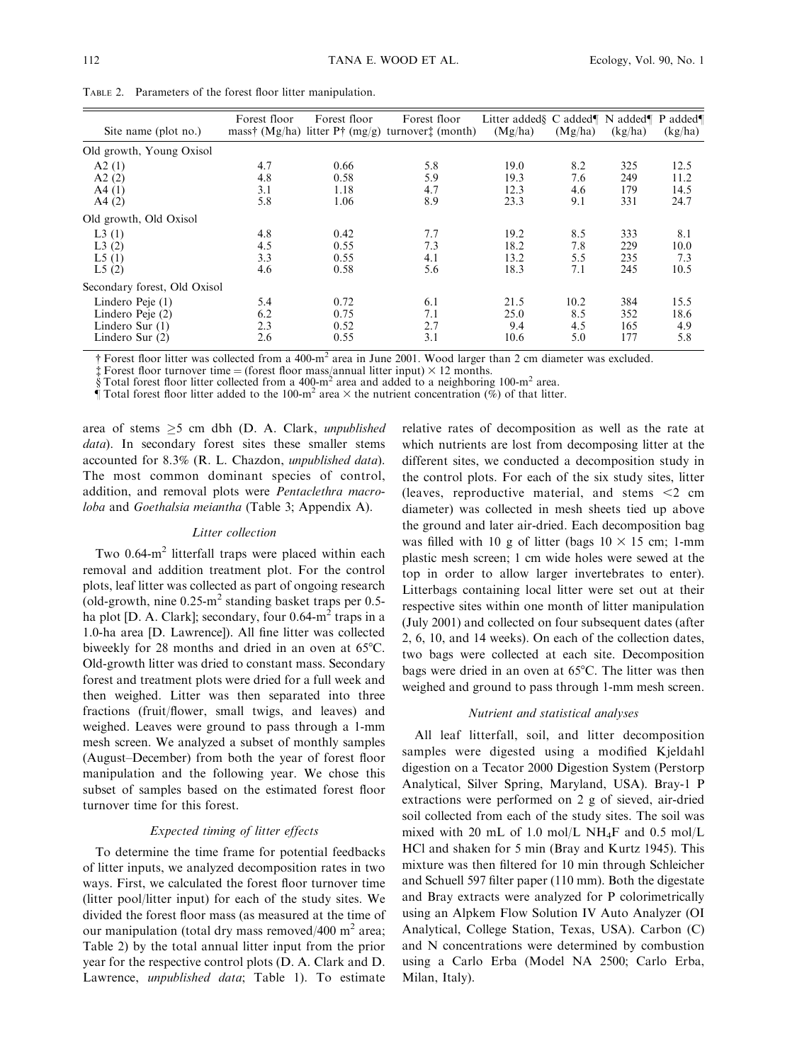TABLE 2. Parameters of the forest floor litter manipulation.

| Site name (plot no.) | Forest floor mass† (Mg/ha) | Forest floor litter P† (mg/g) | Forest floor turnover‡ (month) | Litter added§ (Mg/ha) | C added¶ (Mg/ha) | N added¶ (kg/ha) | P added¶ (kg/ha) |
|---|---|---|---|---|---|---|---|
| Old growth, Young Oxisol | | | | | | | |
| A2 (1) | 4.7 | 0.66 | 5.8 | 19.0 | 8.2 | 325 | 12.5 |
| A2 (2) | 4.8 | 0.58 | 5.9 | 19.3 | 7.6 | 249 | 11.2 |
| A4 (1) | 3.1 | 1.18 | 4.7 | 12.3 | 4.6 | 179 | 14.5 |
| A4 (2) | 5.8 | 1.06 | 8.9 | 23.3 | 9.1 | 331 | 24.7 |
| Old growth, Old Oxisol | | | | | | | |
| L3 (1) | 4.8 | 0.42 | 7.7 | 19.2 | 8.5 | 333 | 8.1 |
| L3 (2) | 4.5 | 0.55 | 7.3 | 18.2 | 7.8 | 229 | 10.0 |
| L5 (1) | 3.3 | 0.55 | 4.1 | 13.2 | 5.5 | 235 | 7.3 |
| L5 (2) | 4.6 | 0.58 | 5.6 | 18.3 | 7.1 | 245 | 10.5 |
| Secondary forest, Old Oxisol | | | | | | | |
| Lindero Peje (1) | 5.4 | 0.72 | 6.1 | 21.5 | 10.2 | 384 | 15.5 |
| Lindero Peje (2) | 6.2 | 0.75 | 7.1 | 25.0 | 8.5 | 352 | 18.6 |
| Lindero Sur (1) | 2.3 | 0.52 | 2.7 | 9.4 | 4.5 | 165 | 4.9 |
| Lindero Sur (2) | 2.6 | 0.55 | 3.1 | 10.6 | 5.0 | 177 | 5.8 |

† Forest floor litter was collected from a 400-$m^2$ area in June 2001. Wood larger than 2 cm diameter was excluded.
‡ Forest floor turnover time = (forest floor mass/annual litter input) × 12 months.
§ Total forest floor litter collected from a 400-$m^2$ area and added to a neighboring 100-$m^2$ area.
¶ Total forest floor litter added to the 100-$m^2$ area × the nutrient concentration (%) of that litter.

area of stems ≥5 cm dbh (D. A. Clark, *unpublished data*). In secondary forest sites these smaller stems accounted for 8.3% (R. L. Chazdon, *unpublished data*). The most common dominant species of control, addition, and removal plots were *Pentaclethra macroloba* and *Goethalsia meiantha* (Table 3; Appendix A).

### Litter collection

Two 0.64-$m^2$ litterfall traps were placed within each removal and addition treatment plot. For the control plots, leaf litter was collected as part of ongoing research (old-growth, nine 0.25-$m^2$ standing basket traps per 0.5-ha plot [D. A. Clark]; secondary, four 0.64-$m^2$ traps in a 1.0-ha area [D. Lawrence]). All fine litter was collected biweekly for 28 months and dried in an oven at 65°C. Old-growth litter was dried to constant mass. Secondary forest and treatment plots were dried for a full week and then weighed. Litter was then separated into three fractions (fruit/flower, small twigs, and leaves) and weighed. Leaves were ground to pass through a 1-mm mesh screen. We analyzed a subset of monthly samples (August–December) from both the year of forest floor manipulation and the following year. We chose this subset of samples based on the estimated forest floor turnover time for this forest.

### Expected timing of litter effects

To determine the time frame for potential feedbacks of litter inputs, we analyzed decomposition rates in two ways. First, we calculated the forest floor turnover time (litter pool/litter input) for each of the study sites. We divided the forest floor mass (as measured at the time of our manipulation (total dry mass removed/400 $m^2$ area; Table 2) by the total annual litter input from the prior year for the respective control plots (D. A. Clark and D. Lawrence, *unpublished data*; Table 1). To estimate relative rates of decomposition as well as the rate at which nutrients are lost from decomposing litter at the different sites, we conducted a decomposition study in the control plots. For each of the six study sites, litter (leaves, reproductive material, and stems <2 cm diameter) was collected in mesh sheets tied up above the ground and later air-dried. Each decomposition bag was filled with 10 g of litter (bags 10 × 15 cm; 1-mm plastic mesh screen; 1 cm wide holes were sewed at the top in order to allow larger invertebrates to enter). Litterbags containing local litter were set out at their respective sites within one month of litter manipulation (July 2001) and collected on four subsequent dates (after 2, 6, 10, and 14 weeks). On each of the collection dates, two bags were collected at each site. Decomposition bags were dried in an oven at 65°C. The litter was then weighed and ground to pass through 1-mm mesh screen.

### Nutrient and statistical analyses

All leaf litterfall, soil, and litter decomposition samples were digested using a modified Kjeldahl digestion on a Tecator 2000 Digestion System (Perstorp Analytical, Silver Spring, Maryland, USA). Bray-1 P extractions were performed on 2 g of sieved, air-dried soil collected from each of the study sites. The soil was mixed with 20 mL of 1.0 mol/L $NH_4F$ and 0.5 mol/L HCl and shaken for 5 min (Bray and Kurtz 1945). This mixture was then filtered for 10 min through Schleicher and Schuell 597 filter paper (110 mm). Both the digestate and Bray extracts were analyzed for P colorimetrically using an Alpkem Flow Solution IV Auto Analyzer (OI Analytical, College Station, Texas, USA). Carbon (C) and N concentrations were determined by combustion using a Carlo Erba (Model NA 2500; Carlo Erba, Milan, Italy).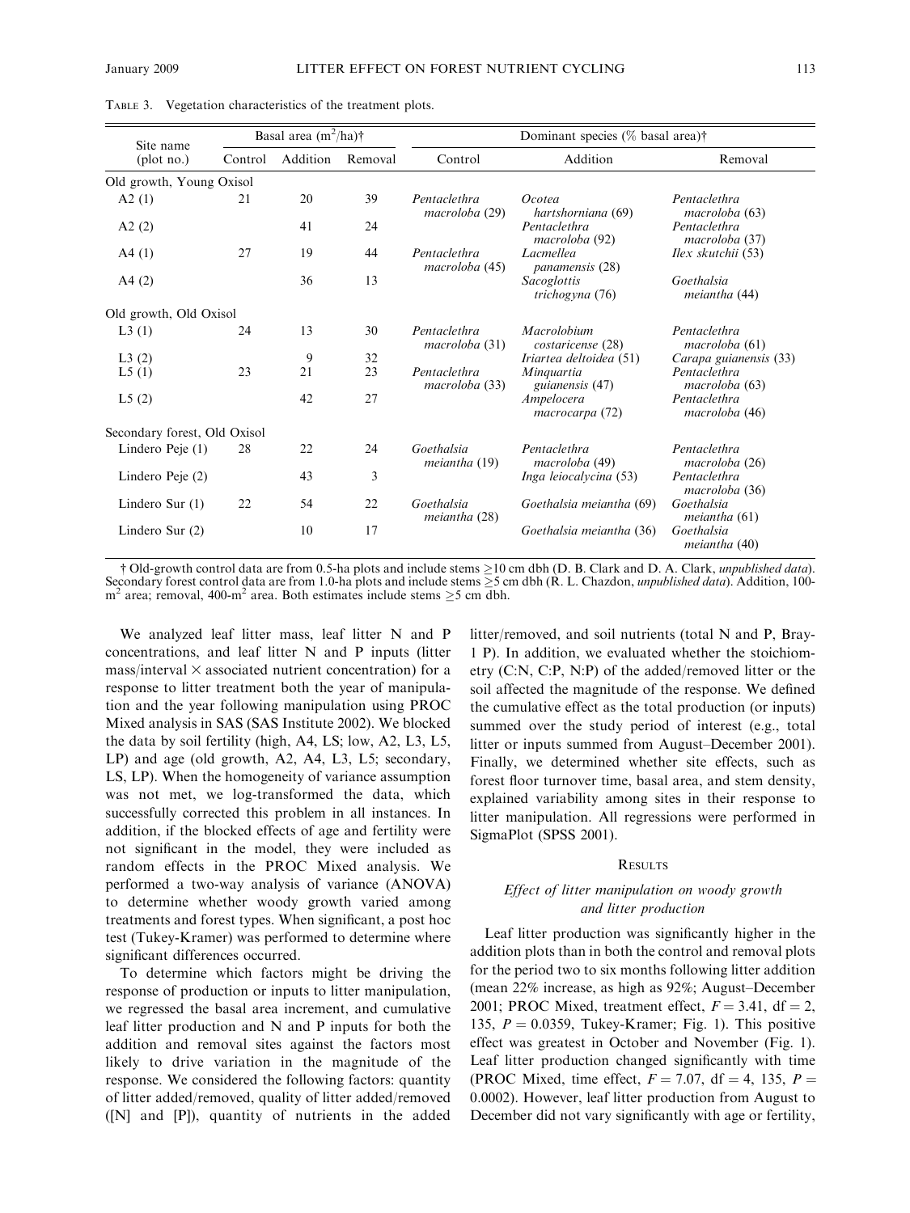TABLE 3. Vegetation characteristics of the treatment plots.

| Site name (plot no.) | Basal area (m$^2$/ha)† | | | Dominant species (% basal area)† | | |
|---|---|---|---|---|---|---|
| | Control | Addition | Removal | Control | Addition | Removal |
| Old growth, Young Oxisol | | | | | | |
| A2 (1) | 21 | 20 | 39 | *Pentaclethra macroloba* (29) | *Ocotea hartshorniana* (69) | *Pentaclethra macroloba* (63) |
| A2 (2) | | 41 | 24 | | *Pentaclethra macroloba* (92) | *Pentaclethra macroloba* (37) |
| A4 (1) | 27 | 19 | 44 | *Pentaclethra macroloba* (45) | *Lacmellea panamensis* (28) | *Ilex skutchii* (53) |
| A4 (2) | | 36 | 13 | | *Sacoglottis trichogyna* (76) | *Goethalsia meiantha* (44) |
| Old growth, Old Oxisol | | | | | | |
| L3 (1) | 24 | 13 | 30 | *Pentaclethra macroloba* (31) | *Macrolobium costaricense* (28) | *Pentaclethra macroloba* (61) |
| L3 (2) | | 9 | 32 | | *Iriartea deltoidea* (51) | *Carapa guianensis* (33) |
| L5 (1) | 23 | 21 | 23 | *Pentaclethra macroloba* (33) | *Minquartia guianensis* (47) | *Pentaclethra macroloba* (63) |
| L5 (2) | | 42 | 27 | | *Ampelocera macrocarpa* (72) | *Pentaclethra macroloba* (46) |
| Secondary forest, Old Oxisol | | | | | | |
| Lindero Peje (1) | 28 | 22 | 24 | *Goethalsia meiantha* (19) | *Pentaclethra macroloba* (49) | *Pentaclethra macroloba* (26) |
| Lindero Peje (2) | | 43 | 3 | | *Inga leiocalycina* (53) | *Pentaclethra macroloba* (36) |
| Lindero Sur (1) | 22 | 54 | 22 | *Goethalsia meiantha* (28) | *Goethalsia meiantha* (69) | *Goethalsia meiantha* (61) |
| Lindero Sur (2) | | 10 | 17 | | *Goethalsia meiantha* (36) | *Goethalsia meiantha* (40) |

† Old-growth control data are from 0.5-ha plots and include stems ≥10 cm dbh (D. B. Clark and D. A. Clark, *unpublished data*). Secondary forest control data are from 1.0-ha plots and include stems ≥5 cm dbh (R. L. Chazdon, *unpublished data*). Addition, 100-m$^2$ area; removal, 400-m$^2$ area. Both estimates include stems ≥5 cm dbh.

We analyzed leaf litter mass, leaf litter N and P concentrations, and leaf litter N and P inputs (litter mass/interval × associated nutrient concentration) for a response to litter treatment both the year of manipulation and the year following manipulation using PROC Mixed analysis in SAS (SAS Institute 2002). We blocked the data by soil fertility (high, A4, LS; low, A2, L3, L5, LP) and age (old growth, A2, A4, L3, L5; secondary, LS, LP). When the homogeneity of variance assumption was not met, we log-transformed the data, which successfully corrected this problem in all instances. In addition, if the blocked effects of age and fertility were not significant in the model, they were included as random effects in the PROC Mixed analysis. We performed a two-way analysis of variance (ANOVA) to determine whether woody growth varied among treatments and forest types. When significant, a post hoc test (Tukey-Kramer) was performed to determine where significant differences occurred.

To determine which factors might be driving the response of production or inputs to litter manipulation, we regressed the basal area increment, and cumulative leaf litter production and N and P inputs for both the addition and removal sites against the factors most likely to drive variation in the magnitude of the response. We considered the following factors: quantity of litter added/removed, quality of litter added/removed ([N] and [P]), quantity of nutrients in the added litter/removed, and soil nutrients (total N and P, Bray-1 P). In addition, we evaluated whether the stoichiometry (C:N, C:P, N:P) of the added/removed litter or the soil affected the magnitude of the response. We defined the cumulative effect as the total production (or inputs) summed over the study period of interest (e.g., total litter or inputs summed from August–December 2001). Finally, we determined whether site effects, such as forest floor turnover time, basal area, and stem density, explained variability among sites in their response to litter manipulation. All regressions were performed in SigmaPlot (SPSS 2001).

## RESULTS

### *Effect of litter manipulation on woody growth and litter production*

Leaf litter production was significantly higher in the addition plots than in both the control and removal plots for the period two to six months following litter addition (mean 22% increase, as high as 92%; August–December 2001; PROC Mixed, treatment effect, $F = 3.41$, $df = 2, 135$, $P = 0.0359$, Tukey-Kramer; Fig. 1). This positive effect was greatest in October and November (Fig. 1). Leaf litter production changed significantly with time (PROC Mixed, time effect, $F = 7.07$, $df = 4, 135$, $P = 0.0002$). However, leaf litter production from August to December did not vary significantly with age or fertility,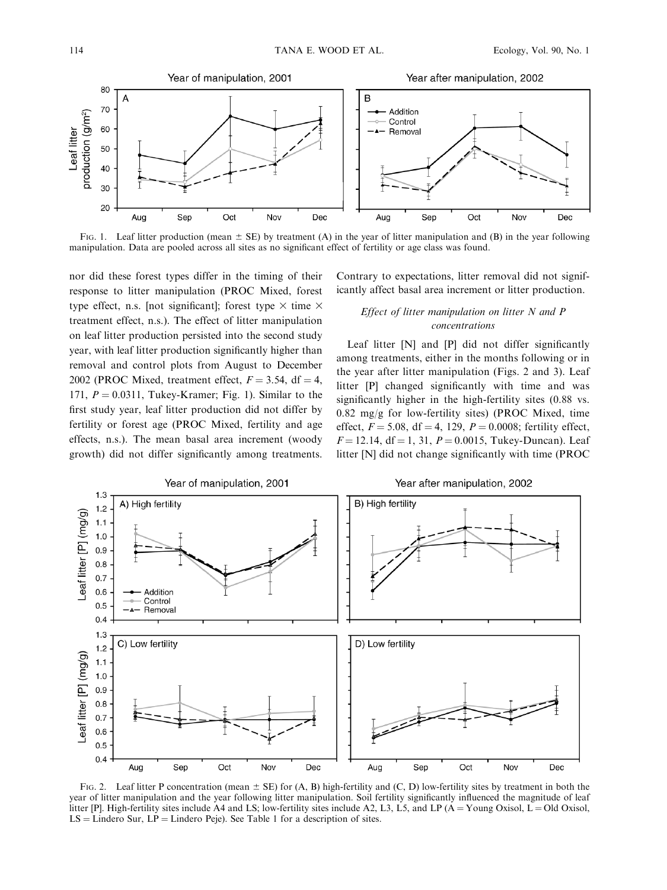FIG. 1. Leaf litter production (mean ± SE) by treatment (A) in the year of litter manipulation and (B) in the year following manipulation. Data are pooled across all sites as no significant effect of fertility or age class was found.

nor did these forest types differ in the timing of their response to litter manipulation (PROC Mixed, forest type effect, n.s. [not significant]; forest type × time × treatment effect, n.s.). The effect of litter manipulation on leaf litter production persisted into the second study year, with leaf litter production significantly higher than removal and control plots from August to December 2002 (PROC Mixed, treatment effect, $F = 3.54$, df = 4, 171, $P = 0.0311$, Tukey-Kramer; Fig. 1). Similar to the first study year, leaf litter production did not differ by fertility or forest age (PROC Mixed, fertility and age effects, n.s.). The mean basal area increment (woody growth) did not differ significantly among treatments. Contrary to expectations, litter removal did not significantly affect basal area increment or litter production.

### *Effect of litter manipulation on litter N and P concentrations*

Leaf litter [N] and [P] did not differ significantly among treatments, either in the months following or in the year after litter manipulation (Figs. 2 and 3). Leaf litter [P] changed significantly with time and was significantly higher in the high-fertility sites (0.88 vs. 0.82 mg/g for low-fertility sites) (PROC Mixed, time effect, $F = 5.08$, df = 4, 129, $P = 0.0008$; fertility effect, $F = 12.14$, df = 1, 31, $P = 0.0015$, Tukey-Duncan). Leaf litter [N] did not change significantly with time (PROC

FIG. 2. Leaf litter P concentration (mean ± SE) for (A, B) high-fertility and (C, D) low-fertility sites by treatment in both the year of litter manipulation and the year following litter manipulation. Soil fertility significantly influenced the magnitude of leaf litter [P]. High-fertility sites include A4 and LS; low-fertility sites include A2, L3, L5, and LP (A = Young Oxisol, L = Old Oxisol, LS = Lindero Sur, LP = Lindero Peje). See Table 1 for a description of sites.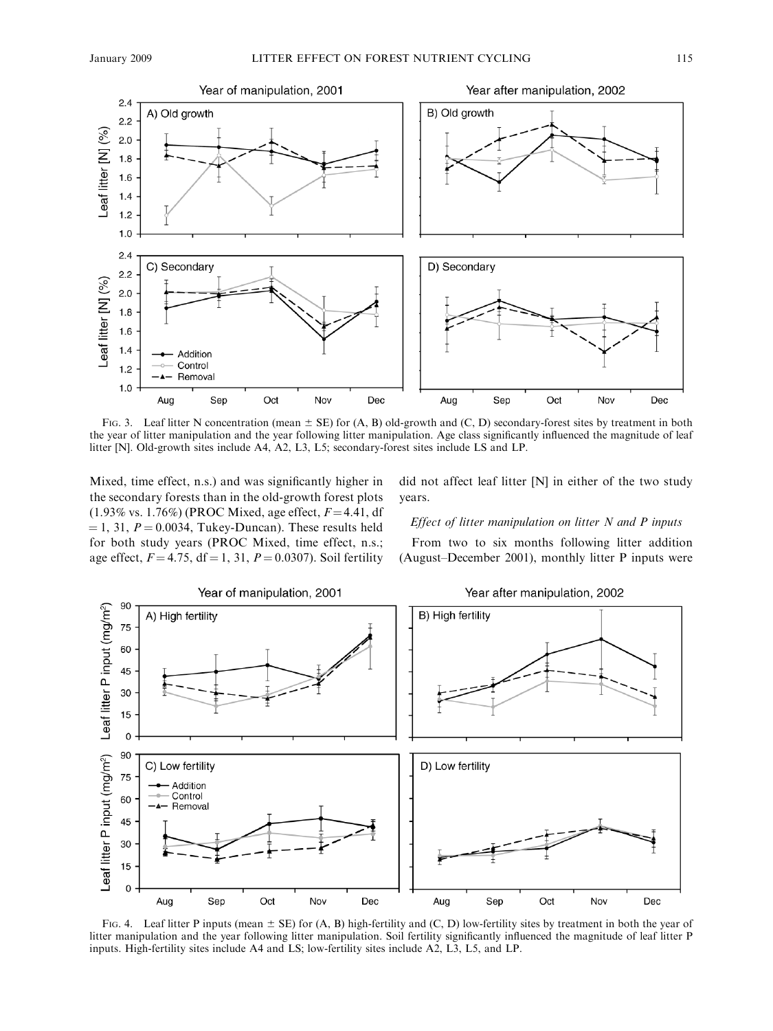FIG. 3. Leaf litter N concentration (mean ± SE) for (A, B) old-growth and (C, D) secondary-forest sites by treatment in both the year of litter manipulation and the year following litter manipulation. Age class significantly influenced the magnitude of leaf litter [N]. Old-growth sites include A4, A2, L3, L5; secondary-forest sites include LS and LP.

Mixed, time effect, n.s.) and was significantly higher in the secondary forests than in the old-growth forest plots (1.93% vs. 1.76%) (PROC Mixed, age effect, $F = 4.41$, df $= 1, 31$, $P = 0.0034$, Tukey-Duncan). These results held for both study years (PROC Mixed, time effect, n.s.; age effect, $F = 4.75$, df $= 1, 31$, $P = 0.0307$). Soil fertility did not affect leaf litter [N] in either of the two study years.

### *Effect of litter manipulation on litter N and P inputs*

From two to six months following litter addition (August–December 2001), monthly litter P inputs were

FIG. 4. Leaf litter P inputs (mean ± SE) for (A, B) high-fertility and (C, D) low-fertility sites by treatment in both the year of litter manipulation and the year following litter manipulation. Soil fertility significantly influenced the magnitude of leaf litter P inputs. High-fertility sites include A4 and LS; low-fertility sites include A2, L3, L5, and LP.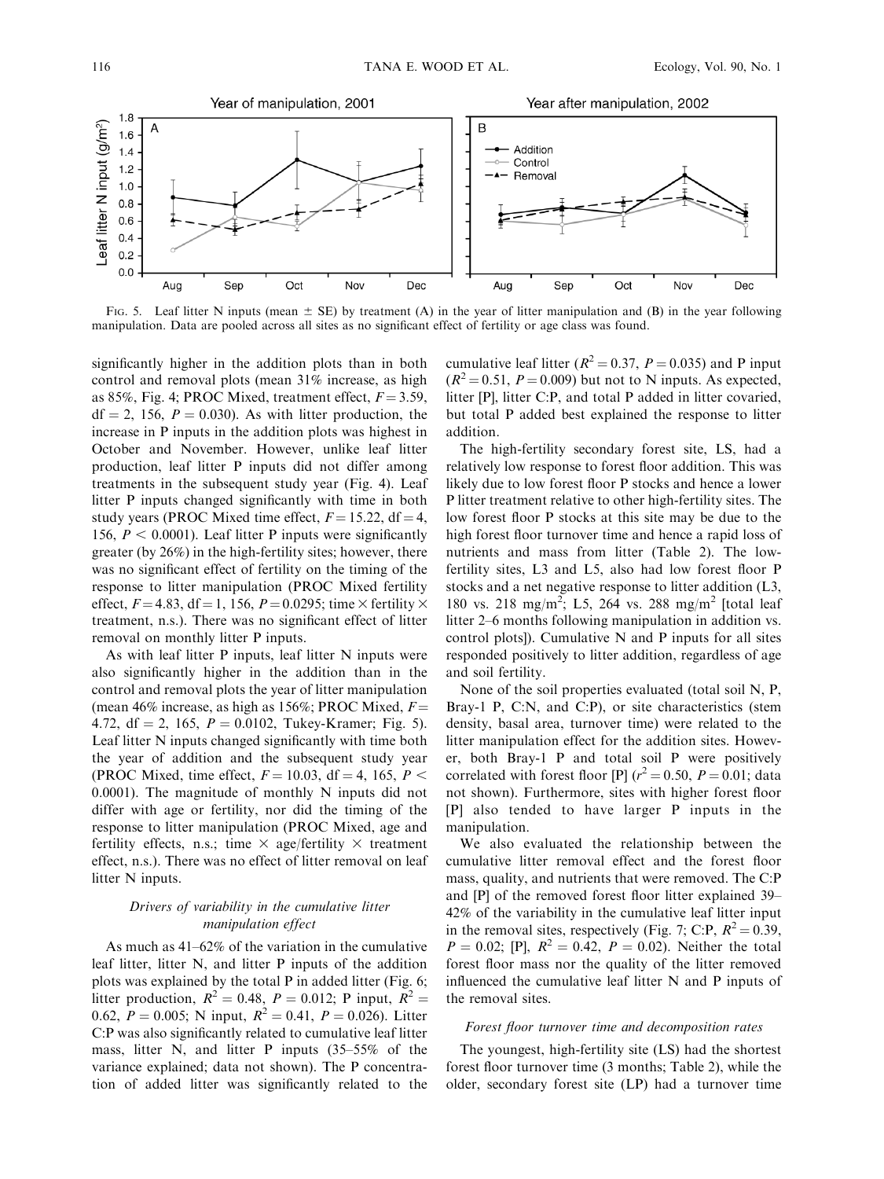FIG. 5. Leaf litter N inputs (mean ± SE) by treatment (A) in the year of litter manipulation and (B) in the year following manipulation. Data are pooled across all sites as no significant effect of fertility or age class was found.

significantly higher in the addition plots than in both control and removal plots (mean 31% increase, as high as 85%, Fig. 4; PROC Mixed, treatment effect, $F = 3.59$, df = 2, 156, $P = 0.030$). As with litter production, the increase in P inputs in the addition plots was highest in October and November. However, unlike leaf litter production, leaf litter P inputs did not differ among treatments in the subsequent study year (Fig. 4). Leaf litter P inputs changed significantly with time in both study years (PROC Mixed time effect, $F = 15.22$, df = 4, 156, $P < 0.0001$). Leaf litter P inputs were significantly greater (by 26%) in the high-fertility sites; however, there was no significant effect of fertility on the timing of the response to litter manipulation (PROC Mixed fertility effect, $F = 4.83$, df = 1, 156, $P = 0.0295$; time × fertility × treatment, n.s.). There was no significant effect of litter removal on monthly litter P inputs.

As with leaf litter P inputs, leaf litter N inputs were also significantly higher in the addition than in the control and removal plots the year of litter manipulation (mean 46% increase, as high as 156%; PROC Mixed, $F = 4.72$, df = 2, 165, $P = 0.0102$, Tukey-Kramer; Fig. 5). Leaf litter N inputs changed significantly with time both the year of addition and the subsequent study year (PROC Mixed, time effect, $F = 10.03$, df = 4, 165, $P < 0.0001$). The magnitude of monthly N inputs did not differ with age or fertility, nor did the timing of the response to litter manipulation (PROC Mixed, age and fertility effects, n.s.; time × age/fertility × treatment effect, n.s.). There was no effect of litter removal on leaf litter N inputs.

### *Drivers of variability in the cumulative litter manipulation effect*

As much as 41–62% of the variation in the cumulative leaf litter, litter N, and litter P inputs of the addition plots was explained by the total P in added litter (Fig. 6; litter production, $R^2 = 0.48$, $P = 0.012$; P input, $R^2 = 0.62$, $P = 0.005$; N input, $R^2 = 0.41$, $P = 0.026$). Litter C:P was also significantly related to cumulative leaf litter mass, litter N, and litter P inputs (35–55% of the variance explained; data not shown). The P concentration of added litter was significantly related to the cumulative leaf litter ($R^2 = 0.37$, $P = 0.035$) and P input ($R^2 = 0.51$, $P = 0.009$) but not to N inputs. As expected, litter [P], litter C:P, and total P added in litter covaried, but total P added best explained the response to litter addition.

The high-fertility secondary forest site, LS, had a relatively low response to forest floor addition. This was likely due to low forest floor P stocks and hence a lower P litter treatment relative to other high-fertility sites. The low forest floor P stocks at this site may be due to the high forest floor turnover time and hence a rapid loss of nutrients and mass from litter (Table 2). The low-fertility sites, L3 and L5, also had low forest floor P stocks and a net negative response to litter addition (L3, 180 vs. 218 mg/m$^2$; L5, 264 vs. 288 mg/m$^2$ [total leaf litter 2–6 months following manipulation in addition vs. control plots]). Cumulative N and P inputs for all sites responded positively to litter addition, regardless of age and soil fertility.

None of the soil properties evaluated (total soil N, P, Bray-1 P, C:N, and C:P), or site characteristics (stem density, basal area, turnover time) were related to the litter manipulation effect for the addition sites. However, both Bray-1 P and total soil P were positively correlated with forest floor [P] ($r^2 = 0.50$, $P = 0.01$; data not shown). Furthermore, sites with higher forest floor [P] also tended to have larger P inputs in the manipulation.

We also evaluated the relationship between the cumulative litter removal effect and the forest floor mass, quality, and nutrients that were removed. The C:P and [P] of the removed forest floor litter explained 39–42% of the variability in the cumulative leaf litter input in the removal sites, respectively (Fig. 7; C:P, $R^2 = 0.39$, $P = 0.02$; [P], $R^2 = 0.42$, $P = 0.02$). Neither the total forest floor mass nor the quality of the litter removed influenced the cumulative leaf litter N and P inputs of the removal sites.

#### *Forest floor turnover time and decomposition rates*

The youngest, high-fertility site (LS) had the shortest forest floor turnover time (3 months; Table 2), while the older, secondary forest site (LP) had a turnover time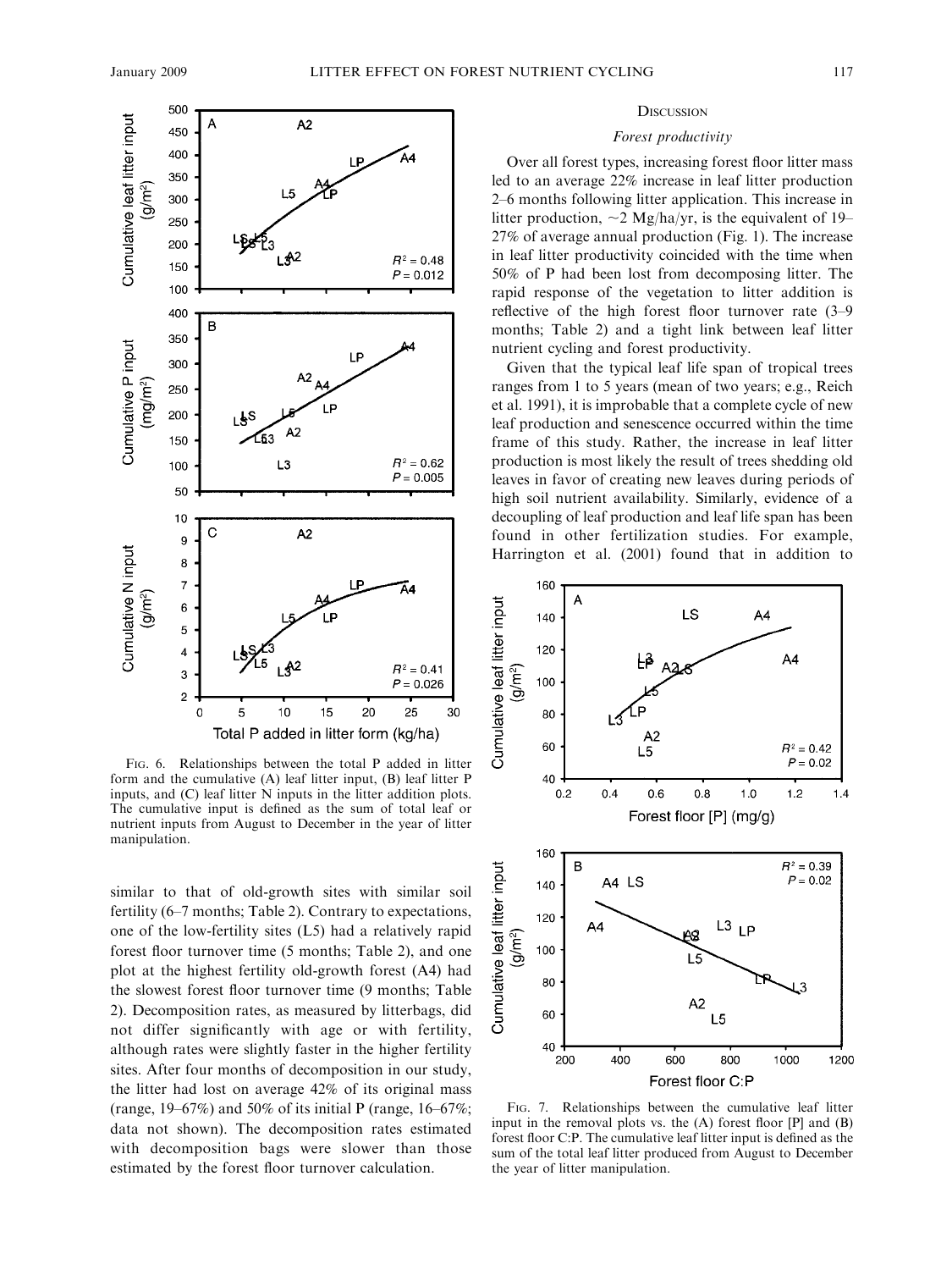FIG. 6. Relationships between the total P added in litter form and the cumulative (A) leaf litter input, (B) leaf litter P inputs, and (C) leaf litter N inputs in the litter addition plots. The cumulative input is defined as the sum of total leaf or nutrient inputs from August to December in the year of litter manipulation.

similar to that of old-growth sites with similar soil fertility (6–7 months; Table 2). Contrary to expectations, one of the low-fertility sites (L5) had a relatively rapid forest floor turnover time (5 months; Table 2), and one plot at the highest fertility old-growth forest (A4) had the slowest forest floor turnover time (9 months; Table 2). Decomposition rates, as measured by litterbags, did not differ significantly with age or with fertility, although rates were slightly faster in the higher fertility sites. After four months of decomposition in our study, the litter had lost on average 42% of its original mass (range, 19–67%) and 50% of its initial P (range, 16–67%; data not shown). The decomposition rates estimated with decomposition bags were slower than those estimated by the forest floor turnover calculation.

## DISCUSSION

### *Forest productivity*

Over all forest types, increasing forest floor litter mass led to an average 22% increase in leaf litter production 2–6 months following litter application. This increase in litter production, ~2 Mg/ha/yr, is the equivalent of 19–27% of average annual production (Fig. 1). The increase in leaf litter productivity coincided with the time when 50% of P had been lost from decomposing litter. The rapid response of the vegetation to litter addition is reflective of the high forest floor turnover rate (3–9 months; Table 2) and a tight link between leaf litter nutrient cycling and forest productivity.

Given that the typical leaf life span of tropical trees ranges from 1 to 5 years (mean of two years; e.g., Reich et al. 1991), it is improbable that a complete cycle of new leaf production and senescence occurred within the time frame of this study. Rather, the increase in leaf litter production is most likely the result of trees shedding old leaves in favor of creating new leaves during periods of high soil nutrient availability. Similarly, evidence of a decoupling of leaf production and leaf life span has been found in other fertilization studies. For example, Harrington et al. (2001) found that in addition to

FIG. 7. Relationships between the cumulative leaf litter input in the removal plots vs. the (A) forest floor [P] and (B) forest floor C:P. The cumulative leaf litter input is defined as the sum of the total leaf litter produced from August to December the year of litter manipulation.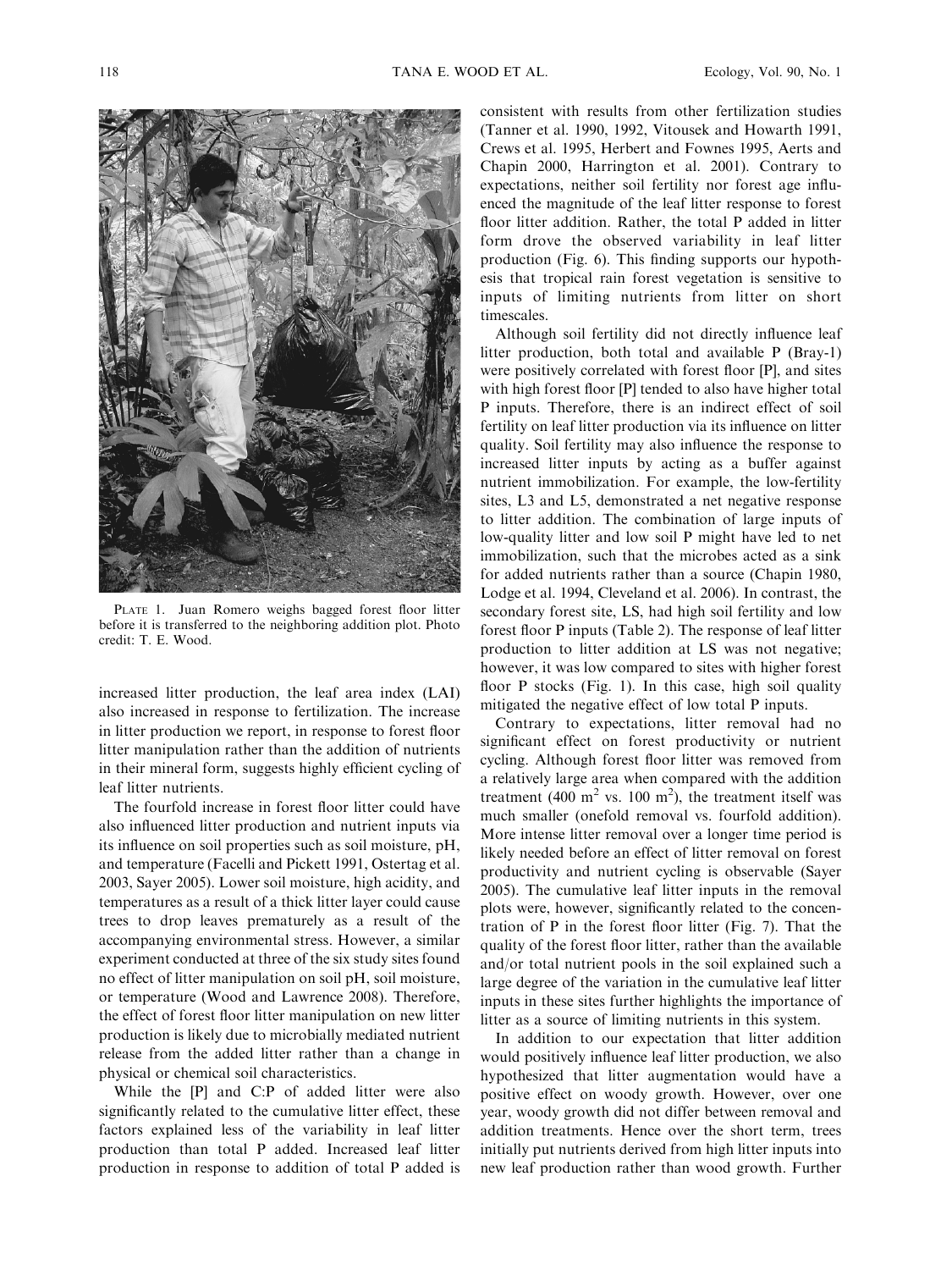PLATE 1. Juan Romero weighs bagged forest floor litter before it is transferred to the neighboring addition plot. Photo credit: T. E. Wood.

increased litter production, the leaf area index (LAI) also increased in response to fertilization. The increase in litter production we report, in response to forest floor litter manipulation rather than the addition of nutrients in their mineral form, suggests highly efficient cycling of leaf litter nutrients.

The fourfold increase in forest floor litter could have also influenced litter production and nutrient inputs via its influence on soil properties such as soil moisture, pH, and temperature (Facelli and Pickett 1991, Ostertag et al. 2003, Sayer 2005). Lower soil moisture, high acidity, and temperatures as a result of a thick litter layer could cause trees to drop leaves prematurely as a result of the accompanying environmental stress. However, a similar experiment conducted at three of the six study sites found no effect of litter manipulation on soil pH, soil moisture, or temperature (Wood and Lawrence 2008). Therefore, the effect of forest floor litter manipulation on new litter production is likely due to microbially mediated nutrient release from the added litter rather than a change in physical or chemical soil characteristics.

While the [P] and C:P of added litter were also significantly related to the cumulative litter effect, these factors explained less of the variability in leaf litter production than total P added. Increased leaf litter production in response to addition of total P added is consistent with results from other fertilization studies (Tanner et al. 1990, 1992, Vitousek and Howarth 1991, Crews et al. 1995, Herbert and Fownes 1995, Aerts and Chapin 2000, Harrington et al. 2001). Contrary to expectations, neither soil fertility nor forest age influenced the magnitude of the leaf litter response to forest floor litter addition. Rather, the total P added in litter form drove the observed variability in leaf litter production (Fig. 6). This finding supports our hypothesis that tropical rain forest vegetation is sensitive to inputs of limiting nutrients from litter on short timescales.

Although soil fertility did not directly influence leaf litter production, both total and available P (Bray-1) were positively correlated with forest floor [P], and sites with high forest floor [P] tended to also have higher total P inputs. Therefore, there is an indirect effect of soil fertility on leaf litter production via its influence on litter quality. Soil fertility may also influence the response to increased litter inputs by acting as a buffer against nutrient immobilization. For example, the low-fertility sites, L3 and L5, demonstrated a net negative response to litter addition. The combination of large inputs of low-quality litter and low soil P might have led to net immobilization, such that the microbes acted as a sink for added nutrients rather than a source (Chapin 1980, Lodge et al. 1994, Cleveland et al. 2006). In contrast, the secondary forest site, LS, had high soil fertility and low forest floor P inputs (Table 2). The response of leaf litter production to litter addition at LS was not negative; however, it was low compared to sites with higher forest floor P stocks (Fig. 1). In this case, high soil quality mitigated the negative effect of low total P inputs.

Contrary to expectations, litter removal had no significant effect on forest productivity or nutrient cycling. Although forest floor litter was removed from a relatively large area when compared with the addition treatment (400 $m^2$ vs. 100 $m^2$), the treatment itself was much smaller (onefold removal vs. fourfold addition). More intense litter removal over a longer time period is likely needed before an effect of litter removal on forest productivity and nutrient cycling is observable (Sayer 2005). The cumulative leaf litter inputs in the removal plots were, however, significantly related to the concentration of P in the forest floor litter (Fig. 7). That the quality of the forest floor litter, rather than the available and/or total nutrient pools in the soil explained such a large degree of the variation in the cumulative leaf litter inputs in these sites further highlights the importance of litter as a source of limiting nutrients in this system.

In addition to our expectation that litter addition would positively influence leaf litter production, we also hypothesized that litter augmentation would have a positive effect on woody growth. However, over one year, woody growth did not differ between removal and addition treatments. Hence over the short term, trees initially put nutrients derived from high litter inputs into new leaf production rather than wood growth. Further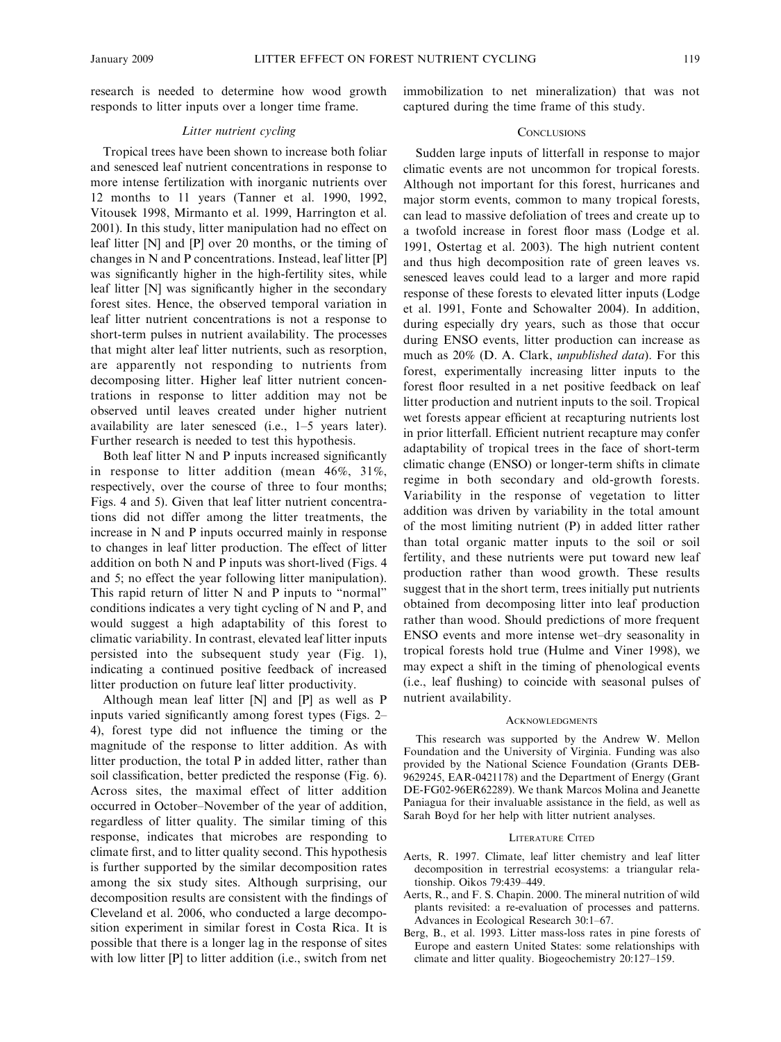research is needed to determine how wood growth responds to litter inputs over a longer time frame.

### *Litter nutrient cycling*

Tropical trees have been shown to increase both foliar and senesced leaf nutrient concentrations in response to more intense fertilization with inorganic nutrients over 12 months to 11 years (Tanner et al. 1990, 1992, Vitousek 1998, Mirmanto et al. 1999, Harrington et al. 2001). In this study, litter manipulation had no effect on leaf litter [N] and [P] over 20 months, or the timing of changes in N and P concentrations. Instead, leaf litter [P] was significantly higher in the high-fertility sites, while leaf litter [N] was significantly higher in the secondary forest sites. Hence, the observed temporal variation in leaf litter nutrient concentrations is not a response to short-term pulses in nutrient availability. The processes that might alter leaf litter nutrients, such as resorption, are apparently not responding to nutrients from decomposing litter. Higher leaf litter nutrient concentrations in response to litter addition may not be observed until leaves created under higher nutrient availability are later senesced (i.e., 1–5 years later). Further research is needed to test this hypothesis.

Both leaf litter N and P inputs increased significantly in response to litter addition (mean 46%, 31%, respectively, over the course of three to four months; Figs. 4 and 5). Given that leaf litter nutrient concentrations did not differ among the litter treatments, the increase in N and P inputs occurred mainly in response to changes in leaf litter production. The effect of litter addition on both N and P inputs was short-lived (Figs. 4 and 5; no effect the year following litter manipulation). This rapid return of litter N and P inputs to "normal" conditions indicates a very tight cycling of N and P, and would suggest a high adaptability of this forest to climatic variability. In contrast, elevated leaf litter inputs persisted into the subsequent study year (Fig. 1), indicating a continued positive feedback of increased litter production on future leaf litter productivity.

Although mean leaf litter [N] and [P] as well as P inputs varied significantly among forest types (Figs. 2–4), forest type did not influence the timing or the magnitude of the response to litter addition. As with litter production, the total P in added litter, rather than soil classification, better predicted the response (Fig. 6). Across sites, the maximal effect of litter addition occurred in October–November of the year of addition, regardless of litter quality. The similar timing of this response, indicates that microbes are responding to climate first, and to litter quality second. This hypothesis is further supported by the similar decomposition rates among the six study sites. Although surprising, our decomposition results are consistent with the findings of Cleveland et al. 2006, who conducted a large decomposition experiment in similar forest in Costa Rica. It is possible that there is a longer lag in the response of sites with low litter [P] to litter addition (i.e., switch from net immobilization to net mineralization) that was not captured during the time frame of this study.

## Conclusions

Sudden large inputs of litterfall in response to major climatic events are not uncommon for tropical forests. Although not important for this forest, hurricanes and major storm events, common to many tropical forests, can lead to massive defoliation of trees and create up to a twofold increase in forest floor mass (Lodge et al. 1991, Ostertag et al. 2003). The high nutrient content and thus high decomposition rate of green leaves vs. senesced leaves could lead to a larger and more rapid response of these forests to elevated litter inputs (Lodge et al. 1991, Fonte and Schowalter 2004). In addition, during especially dry years, such as those that occur during ENSO events, litter production can increase as much as 20% (D. A. Clark, *unpublished data*). For this forest, experimentally increasing litter inputs to the forest floor resulted in a net positive feedback on leaf litter production and nutrient inputs to the soil. Tropical wet forests appear efficient at recapturing nutrients lost in prior litterfall. Efficient nutrient recapture may confer adaptability of tropical trees in the face of short-term climatic change (ENSO) or longer-term shifts in climate regime in both secondary and old-growth forests. Variability in the response of vegetation to litter addition was driven by variability in the total amount of the most limiting nutrient (P) in added litter rather than total organic matter inputs to the soil or soil fertility, and these nutrients were put toward new leaf production rather than wood growth. These results suggest that in the short term, trees initially put nutrients obtained from decomposing litter into leaf production rather than wood. Should predictions of more frequent ENSO events and more intense wet–dry seasonality in tropical forests hold true (Hulme and Viner 1998), we may expect a shift in the timing of phenological events (i.e., leaf flushing) to coincide with seasonal pulses of nutrient availability.

## Acknowledgments

This research was supported by the Andrew W. Mellon Foundation and the University of Virginia. Funding was also provided by the National Science Foundation (Grants DEB-9629245, EAR-0421178) and the Department of Energy (Grant DE-FG02-96ER62289). We thank Marcos Molina and Jeanette Paniagua for their invaluable assistance in the field, as well as Sarah Boyd for her help with litter nutrient analyses.

## Literature Cited

Aerts, R. 1997. Climate, leaf litter chemistry and leaf litter decomposition in terrestrial ecosystems: a triangular relationship. Oikos 79:439–449.

Aerts, R., and F. S. Chapin. 2000. The mineral nutrition of wild plants revisited: a re-evaluation of processes and patterns. Advances in Ecological Research 30:1–67.

Berg, B., et al. 1993. Litter mass-loss rates in pine forests of Europe and eastern United States: some relationships with climate and litter quality. Biogeochemistry 20:127–159.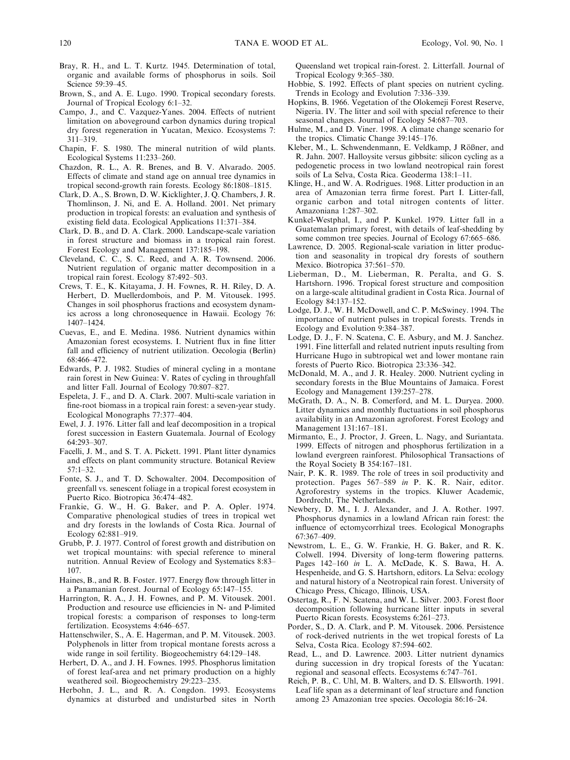Bray, R. H., and L. T. Kurtz. 1945. Determination of total, organic and available forms of phosphorus in soils. Soil Science 59:39–45.

Brown, S., and A. E. Lugo. 1990. Tropical secondary forests. Journal of Tropical Ecology 6:1–32.

Campo, J., and C. Vazquez-Yanes. 2004. Effects of nutrient limitation on aboveground carbon dynamics during tropical dry forest regeneration in Yucatan, Mexico. Ecosystems 7: 311–319.

Chapin, F. S. 1980. The mineral nutrition of wild plants. Ecological Systems 11:233–260.

Chazdon, R. L., A. R. Brenes, and B. V. Alvarado. 2005. Effects of climate and stand age on annual tree dynamics in tropical second-growth rain forests. Ecology 86:1808–1815.

Clark, D. A., S. Brown, D. W. Kicklighter, J. Q. Chambers, J. R. Thomlinson, J. Ni, and E. A. Holland. 2001. Net primary production in tropical forests: an evaluation and synthesis of existing field data. Ecological Applications 11:371–384.

Clark, D. B., and D. A. Clark. 2000. Landscape-scale variation in forest structure and biomass in a tropical rain forest. Forest Ecology and Management 137:185–198.

Cleveland, C. C., S. C. Reed, and A. R. Townsend. 2006. Nutrient regulation of organic matter decomposition in a tropical rain forest. Ecology 87:492–503.

Crews, T. E., K. Kitayama, J. H. Fownes, R. H. Riley, D. A. Herbert, D. Muellerdombois, and P. M. Vitousek. 1995. Changes in soil phosphorus fractions and ecosystem dynamics across a long chronosequence in Hawaii. Ecology 76: 1407–1424.

Cuevas, E., and E. Medina. 1986. Nutrient dynamics within Amazonian forest ecosystems. I. Nutrient flux in fine litter fall and efficiency of nutrient utilization. Oecologia (Berlin) 68:466–472.

Edwards, P. J. 1982. Studies of mineral cycling in a montane rain forest in New Guinea: V. Rates of cycling in throughfall and litter Fall. Journal of Ecology 70:807–827.

Espeleta, J. F., and D. A. Clark. 2007. Multi-scale variation in fine-root biomass in a tropical rain forest: a seven-year study. Ecological Monographs 77:377–404.

Ewel, J. J. 1976. Litter fall and leaf decomposition in a tropical forest succession in Eastern Guatemala. Journal of Ecology 64:293–307.

Facelli, J. M., and S. T. A. Pickett. 1991. Plant litter dynamics and effects on plant community structure. Botanical Review 57:1–32.

Fonte, S. J., and T. D. Schowalter. 2004. Decomposition of greenfall vs. senescent foliage in a tropical forest ecosystem in Puerto Rico. Biotropica 36:474–482.

Frankie, G. W., H. G. Baker, and P. A. Opler. 1974. Comparative phenological studies of trees in tropical wet and dry forests in the lowlands of Costa Rica. Journal of Ecology 62:881–919.

Grubb, P. J. 1977. Control of forest growth and distribution on wet tropical mountains: with special reference to mineral nutrition. Annual Review of Ecology and Systematics 8:83–107.

Haines, B., and R. B. Foster. 1977. Energy flow through litter in a Panamanian forest. Journal of Ecology 65:147–155.

Harrington, R. A., J. H. Fownes, and P. M. Vitousek. 2001. Production and resource use efficiencies in N- and P-limited tropical forests: a comparison of responses to long-term fertilization. Ecosystems 4:646–657.

Hattenschwiler, S., A. E. Hagerman, and P. M. Vitousek. 2003. Polyphenols in litter from tropical montane forests across a wide range in soil fertility. Biogeochemistry 64:129–148.

Herbert, D. A., and J. H. Fownes. 1995. Phosphorus limitation of forest leaf-area and net primary production on a highly weathered soil. Biogeochemistry 29:223–235.

Herbohn, J. L., and R. A. Congdon. 1993. Ecosystems dynamics at disturbed and undisturbed sites in North Queensland wet tropical rain-forest. 2. Litterfall. Journal of Tropical Ecology 9:365–380.

Hobbie, S. 1992. Effects of plant species on nutrient cycling. Trends in Ecology and Evolution 7:336–339.

Hopkins, B. 1966. Vegetation of the Olokemeji Forest Reserve, Nigeria. IV. The litter and soil with special reference to their seasonal changes. Journal of Ecology 54:687–703.

Hulme, M., and D. Viner. 1998. A climate change scenario for the tropics. Climatic Change 39:145–176.

Kleber, M., L. Schwendenmann, E. Veldkamp, J Rößner, and R. Jahn. 2007. Halloysite versus gibbsite: silicon cycling as a pedogenetic process in two lowland neotropical rain forest soils of La Selva, Costa Rica. Geoderma 138:1–11.

Klinge, H., and W. A. Rodrigues. 1968. Litter production in an area of Amazonian terra firme forest. Part I. Litter-fall, organic carbon and total nitrogen contents of litter. Amazoniana 1:287–302.

Kunkel-Westphal, I., and P. Kunkel. 1979. Litter fall in a Guatemalan primary forest, with details of leaf-shedding by some common tree species. Journal of Ecology 67:665–686.

Lawrence, D. 2005. Regional-scale variation in litter production and seasonality in tropical dry forests of southern Mexico. Biotropica 37:561–570.

Lieberman, D., M. Lieberman, R. Peralta, and G. S. Hartshorn. 1996. Tropical forest structure and composition on a large-scale altitudinal gradient in Costa Rica. Journal of Ecology 84:137–152.

Lodge, D. J., W. H. McDowell, and C. P. McSwiney. 1994. The importance of nutrient pulses in tropical forests. Trends in Ecology and Evolution 9:384–387.

Lodge, D. J., F. N. Scatena, C. E. Asbury, and M. J. Sanchez. 1991. Fine litterfall and related nutrient inputs resulting from Hurricane Hugo in subtropical wet and lower montane rain forests of Puerto Rico. Biotropica 23:336–342.

McDonald, M. A., and J. R. Healey. 2000. Nutrient cycling in secondary forests in the Blue Mountains of Jamaica. Forest Ecology and Management 139:257–278.

McGrath, D. A., N. B. Comerford, and M. L. Duryea. 2000. Litter dynamics and monthly fluctuations in soil phosphorus availability in an Amazonian agroforest. Forest Ecology and Management 131:167–181.

Mirmanto, E., J. Proctor, J. Green, L. Nagy, and Suriantata. 1999. Effects of nitrogen and phosphorus fertilization in a lowland evergreen rainforest. Philosophical Transactions of the Royal Society B 354:167–181.

Nair, P. K. R. 1989. The role of trees in soil productivity and protection. Pages 567–589 *in* P. K. R. Nair, editor. Agroforestry systems in the tropics. Kluwer Academic, Dordrecht, The Netherlands.

Newbery, D. M., I. J. Alexander, and J. A. Rother. 1997. Phosphorus dynamics in a lowland African rain forest: the influence of ectomycorrhizal trees. Ecological Monographs 67:367–409.

Newstrom, L. E., G. W. Frankie, H. G. Baker, and R. K. Colwell. 1994. Diversity of long-term flowering patterns. Pages 142–160 *in* L. A. McDade, K. S. Bawa, H. A. Hespenheide, and G. S. Hartshorn, editors. La Selva: ecology and natural history of a Neotropical rain forest. University of Chicago Press, Chicago, Illinois, USA.

Ostertag, R., F. N. Scatena, and W. L. Silver. 2003. Forest floor decomposition following hurricane litter inputs in several Puerto Rican forests. Ecosystems 6:261–273.

Porder, S., D. A. Clark, and P. M. Vitousek. 2006. Persistence of rock-derived nutrients in the wet tropical forests of La Selva, Costa Rica. Ecology 87:594–602.

Read, L., and D. Lawrence. 2003. Litter nutrient dynamics during succession in dry tropical forests of the Yucatan: regional and seasonal effects. Ecosystems 6:747–761.

Reich, P. B., C. Uhl, M. B. Walters, and D. S. Ellsworth. 1991. Leaf life span as a determinant of leaf structure and function among 23 Amazonian tree species. Oecologia 86:16–24.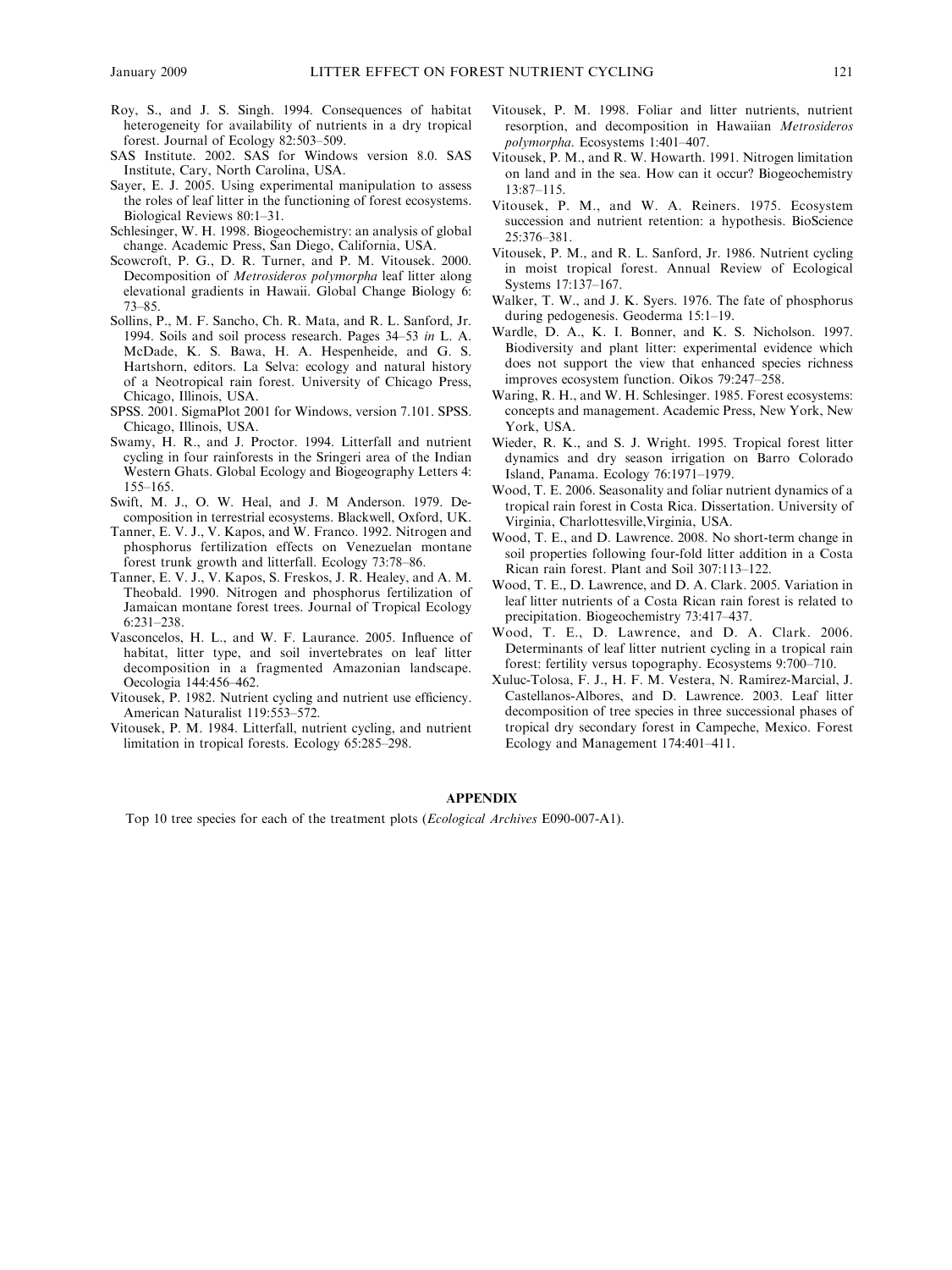Roy, S., and J. S. Singh. 1994. Consequences of habitat heterogeneity for availability of nutrients in a dry tropical forest. Journal of Ecology 82:503–509.

SAS Institute. 2002. SAS for Windows version 8.0. SAS Institute, Cary, North Carolina, USA.

Sayer, E. J. 2005. Using experimental manipulation to assess the roles of leaf litter in the functioning of forest ecosystems. Biological Reviews 80:1–31.

Schlesinger, W. H. 1998. Biogeochemistry: an analysis of global change. Academic Press, San Diego, California, USA.

Scowcroft, P. G., D. R. Turner, and P. M. Vitousek. 2000. Decomposition of *Metrosideros polymorpha* leaf litter along elevational gradients in Hawaii. Global Change Biology 6: 73–85.

Sollins, P., M. F. Sancho, Ch. R. Mata, and R. L. Sanford, Jr. 1994. Soils and soil process research. Pages 34–53 *in* L. A. McDade, K. S. Bawa, H. A. Hespenheide, and G. S. Hartshorn, editors. La Selva: ecology and natural history of a Neotropical rain forest. University of Chicago Press, Chicago, Illinois, USA.

SPSS. 2001. SigmaPlot 2001 for Windows, version 7.101. SPSS. Chicago, Illinois, USA.

Swamy, H. R., and J. Proctor. 1994. Litterfall and nutrient cycling in four rainforests in the Sringeri area of the Indian Western Ghats. Global Ecology and Biogeography Letters 4: 155–165.

Swift, M. J., O. W. Heal, and J. M Anderson. 1979. Decomposition in terrestrial ecosystems. Blackwell, Oxford, UK.

Tanner, E. V. J., V. Kapos, and W. Franco. 1992. Nitrogen and phosphorus fertilization effects on Venezuelan montane forest trunk growth and litterfall. Ecology 73:78–86.

Tanner, E. V. J., V. Kapos, S. Freskos, J. R. Healey, and A. M. Theobald. 1990. Nitrogen and phosphorus fertilization of Jamaican montane forest trees. Journal of Tropical Ecology 6:231–238.

Vasconcelos, H. L., and W. F. Laurance. 2005. Influence of habitat, litter type, and soil invertebrates on leaf litter decomposition in a fragmented Amazonian landscape. Oecologia 144:456–462.

Vitousek, P. 1982. Nutrient cycling and nutrient use efficiency. American Naturalist 119:553–572.

Vitousek, P. M. 1984. Litterfall, nutrient cycling, and nutrient limitation in tropical forests. Ecology 65:285–298.

Vitousek, P. M. 1998. Foliar and litter nutrients, nutrient resorption, and decomposition in Hawaiian *Metrosideros polymorpha*. Ecosystems 1:401–407.

Vitousek, P. M., and R. W. Howarth. 1991. Nitrogen limitation on land and in the sea. How can it occur? Biogeochemistry 13:87–115.

Vitousek, P. M., and W. A. Reiners. 1975. Ecosystem succession and nutrient retention: a hypothesis. BioScience 25:376–381.

Vitousek, P. M., and R. L. Sanford, Jr. 1986. Nutrient cycling in moist tropical forest. Annual Review of Ecological Systems 17:137–167.

Walker, T. W., and J. K. Syers. 1976. The fate of phosphorus during pedogenesis. Geoderma 15:1–19.

Wardle, D. A., K. I. Bonner, and K. S. Nicholson. 1997. Biodiversity and plant litter: experimental evidence which does not support the view that enhanced species richness improves ecosystem function. Oikos 79:247–258.

Waring, R. H., and W. H. Schlesinger. 1985. Forest ecosystems: concepts and management. Academic Press, New York, New York, USA.

Wieder, R. K., and S. J. Wright. 1995. Tropical forest litter dynamics and dry season irrigation on Barro Colorado Island, Panama. Ecology 76:1971–1979.

Wood, T. E. 2006. Seasonality and foliar nutrient dynamics of a tropical rain forest in Costa Rica. Dissertation. University of Virginia, Charlottesville,Virginia, USA.

Wood, T. E., and D. Lawrence. 2008. No short-term change in soil properties following four-fold litter addition in a Costa Rican rain forest. Plant and Soil 307:113–122.

Wood, T. E., D. Lawrence, and D. A. Clark. 2005. Variation in leaf litter nutrients of a Costa Rican rain forest is related to precipitation. Biogeochemistry 73:417–437.

Wood, T. E., D. Lawrence, and D. A. Clark. 2006. Determinants of leaf litter nutrient cycling in a tropical rain forest: fertility versus topography. Ecosystems 9:700–710.

Xuluc-Tolosa, F. J., H. F. M. Vestera, N. Ramírez-Marcial, J. Castellanos-Albores, and D. Lawrence. 2003. Leaf litter decomposition of tree species in three successional phases of tropical dry secondary forest in Campeche, Mexico. Forest Ecology and Management 174:401–411.

## APPENDIX

Top 10 tree species for each of the treatment plots (*Ecological Archives* E090-007-A1).